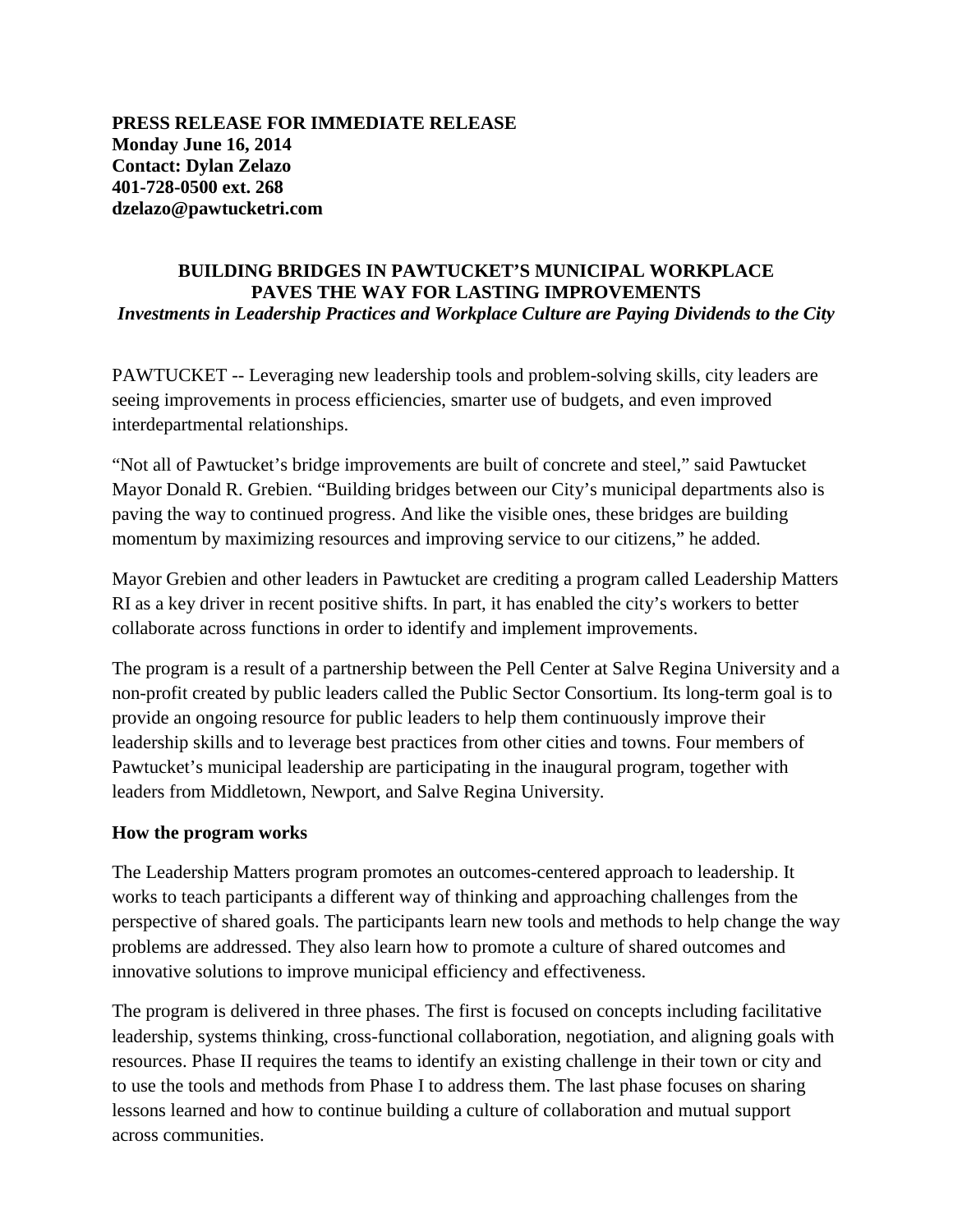**PRESS RELEASE FOR IMMEDIATE RELEASE**
**Monday June 16, 2014**
**Contact: Dylan Zelazo**
**401-728-0500 ext. 268**
**dzelazo@pawtucketri.com**

# BUILDING BRIDGES IN PAWTUCKET'S MUNICIPAL WORKPLACE PAVES THE WAY FOR LASTING IMPROVEMENTS

***Investments in Leadership Practices and Workplace Culture are Paying Dividends to the City***

PAWTUCKET -- Leveraging new leadership tools and problem-solving skills, city leaders are seeing improvements in process efficiencies, smarter use of budgets, and even improved interdepartmental relationships.

"Not all of Pawtucket's bridge improvements are built of concrete and steel," said Pawtucket Mayor Donald R. Grebien. "Building bridges between our City's municipal departments also is paving the way to continued progress. And like the visible ones, these bridges are building momentum by maximizing resources and improving service to our citizens," he added.

Mayor Grebien and other leaders in Pawtucket are crediting a program called Leadership Matters RI as a key driver in recent positive shifts. In part, it has enabled the city's workers to better collaborate across functions in order to identify and implement improvements.

The program is a result of a partnership between the Pell Center at Salve Regina University and a non-profit created by public leaders called the Public Sector Consortium. Its long-term goal is to provide an ongoing resource for public leaders to help them continuously improve their leadership skills and to leverage best practices from other cities and towns. Four members of Pawtucket's municipal leadership are participating in the inaugural program, together with leaders from Middletown, Newport, and Salve Regina University.

## How the program works

The Leadership Matters program promotes an outcomes-centered approach to leadership. It works to teach participants a different way of thinking and approaching challenges from the perspective of shared goals. The participants learn new tools and methods to help change the way problems are addressed. They also learn how to promote a culture of shared outcomes and innovative solutions to improve municipal efficiency and effectiveness.

The program is delivered in three phases. The first is focused on concepts including facilitative leadership, systems thinking, cross-functional collaboration, negotiation, and aligning goals with resources. Phase II requires the teams to identify an existing challenge in their town or city and to use the tools and methods from Phase I to address them. The last phase focuses on sharing lessons learned and how to continue building a culture of collaboration and mutual support across communities.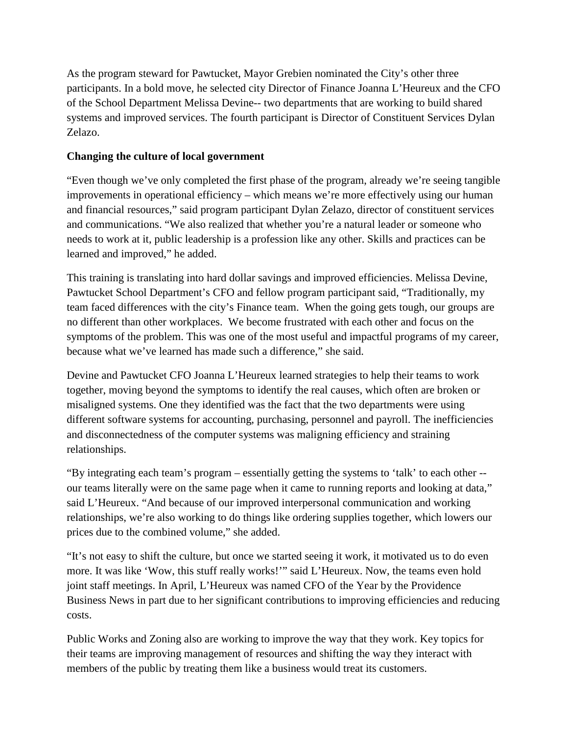As the program steward for Pawtucket, Mayor Grebien nominated the City's other three participants. In a bold move, he selected city Director of Finance Joanna L'Heureux and the CFO of the School Department Melissa Devine-- two departments that are working to build shared systems and improved services. The fourth participant is Director of Constituent Services Dylan Zelazo.

**Changing the culture of local government**

"Even though we've only completed the first phase of the program, already we're seeing tangible improvements in operational efficiency – which means we're more effectively using our human and financial resources," said program participant Dylan Zelazo, director of constituent services and communications. "We also realized that whether you're a natural leader or someone who needs to work at it, public leadership is a profession like any other. Skills and practices can be learned and improved," he added.

This training is translating into hard dollar savings and improved efficiencies. Melissa Devine, Pawtucket School Department's CFO and fellow program participant said, "Traditionally, my team faced differences with the city's Finance team. When the going gets tough, our groups are no different than other workplaces. We become frustrated with each other and focus on the symptoms of the problem. This was one of the most useful and impactful programs of my career, because what we've learned has made such a difference," she said.

Devine and Pawtucket CFO Joanna L'Heureux learned strategies to help their teams to work together, moving beyond the symptoms to identify the real causes, which often are broken or misaligned systems. One they identified was the fact that the two departments were using different software systems for accounting, purchasing, personnel and payroll. The inefficiencies and disconnectedness of the computer systems was maligning efficiency and straining relationships.

"By integrating each team's program – essentially getting the systems to 'talk' to each other -- our teams literally were on the same page when it came to running reports and looking at data," said L'Heureux. "And because of our improved interpersonal communication and working relationships, we're also working to do things like ordering supplies together, which lowers our prices due to the combined volume," she added.

"It's not easy to shift the culture, but once we started seeing it work, it motivated us to do even more. It was like 'Wow, this stuff really works!'" said L'Heureux. Now, the teams even hold joint staff meetings. In April, L'Heureux was named CFO of the Year by the Providence Business News in part due to her significant contributions to improving efficiencies and reducing costs.

Public Works and Zoning also are working to improve the way that they work. Key topics for their teams are improving management of resources and shifting the way they interact with members of the public by treating them like a business would treat its customers.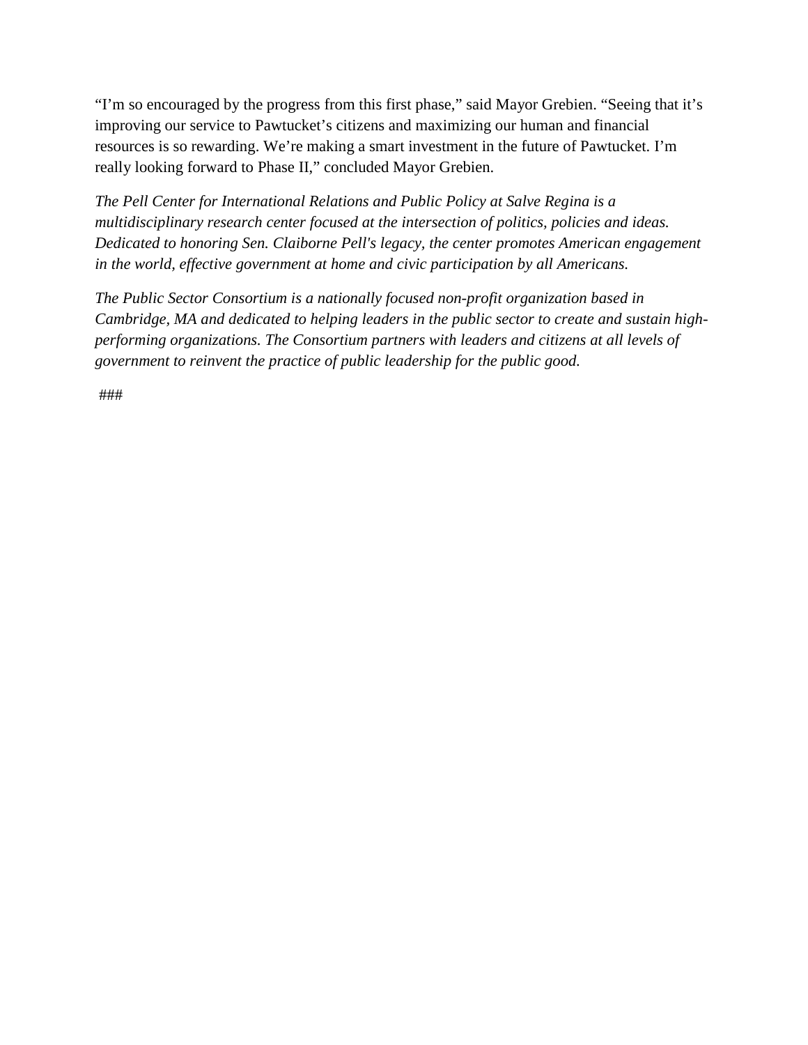"I'm so encouraged by the progress from this first phase," said Mayor Grebien. "Seeing that it's improving our service to Pawtucket's citizens and maximizing our human and financial resources is so rewarding. We're making a smart investment in the future of Pawtucket. I'm really looking forward to Phase II," concluded Mayor Grebien.

*The Pell Center for International Relations and Public Policy at Salve Regina is a multidisciplinary research center focused at the intersection of politics, policies and ideas. Dedicated to honoring Sen. Claiborne Pell's legacy, the center promotes American engagement in the world, effective government at home and civic participation by all Americans.*

*The Public Sector Consortium is a nationally focused non-profit organization based in Cambridge, MA and dedicated to helping leaders in the public sector to create and sustain high-performing organizations. The Consortium partners with leaders and citizens at all levels of government to reinvent the practice of public leadership for the public good.*

###